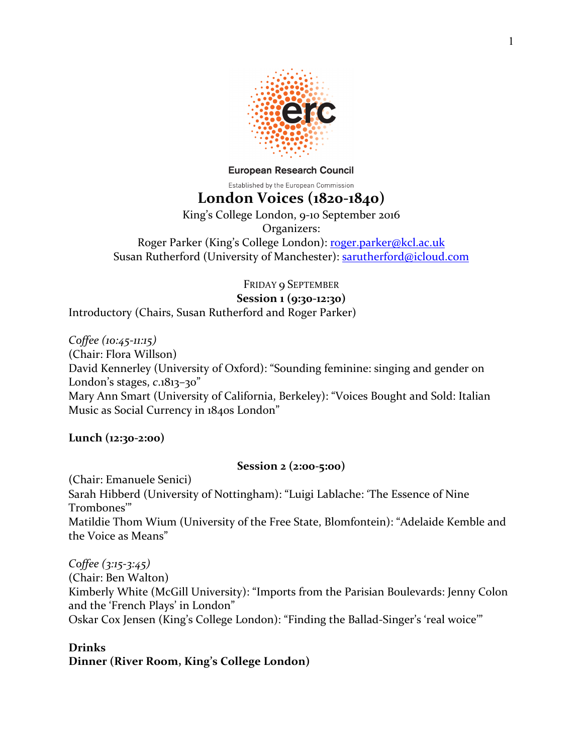European Research Council

Established by the European Commission

# London Voices (1820-1840)

King's College London, 9-10 September 2016

Organizers:

Roger Parker (King's College London): roger.parker@kcl.ac.uk

Susan Rutherford (University of Manchester): sarutherford@icloud.com

FRIDAY 9 SEPTEMBER

**Session 1 (9:30-12:30)**

Introductory (Chairs, Susan Rutherford and Roger Parker)

*Coffee (10:45-11:15)*

(Chair: Flora Willson)

David Kennerley (University of Oxford): "Sounding feminine: singing and gender on London's stages, *c*.1813–30"

Mary Ann Smart (University of California, Berkeley): "Voices Bought and Sold: Italian Music as Social Currency in 1840s London"

**Lunch (12:30-2:00)**

**Session 2 (2:00-5:00)**

(Chair: Emanuele Senici)

Sarah Hibberd (University of Nottingham): "Luigi Lablache: 'The Essence of Nine Trombones'"

Matildie Thom Wium (University of the Free State, Blomfontein): "Adelaide Kemble and the Voice as Means"

*Coffee (3:15-3:45)*

(Chair: Ben Walton)

Kimberly White (McGill University): "Imports from the Parisian Boulevards: Jenny Colon and the 'French Plays' in London"

Oskar Cox Jensen (King's College London): "Finding the Ballad-Singer's 'real woice'"

**Drinks**

**Dinner (River Room, King's College London)**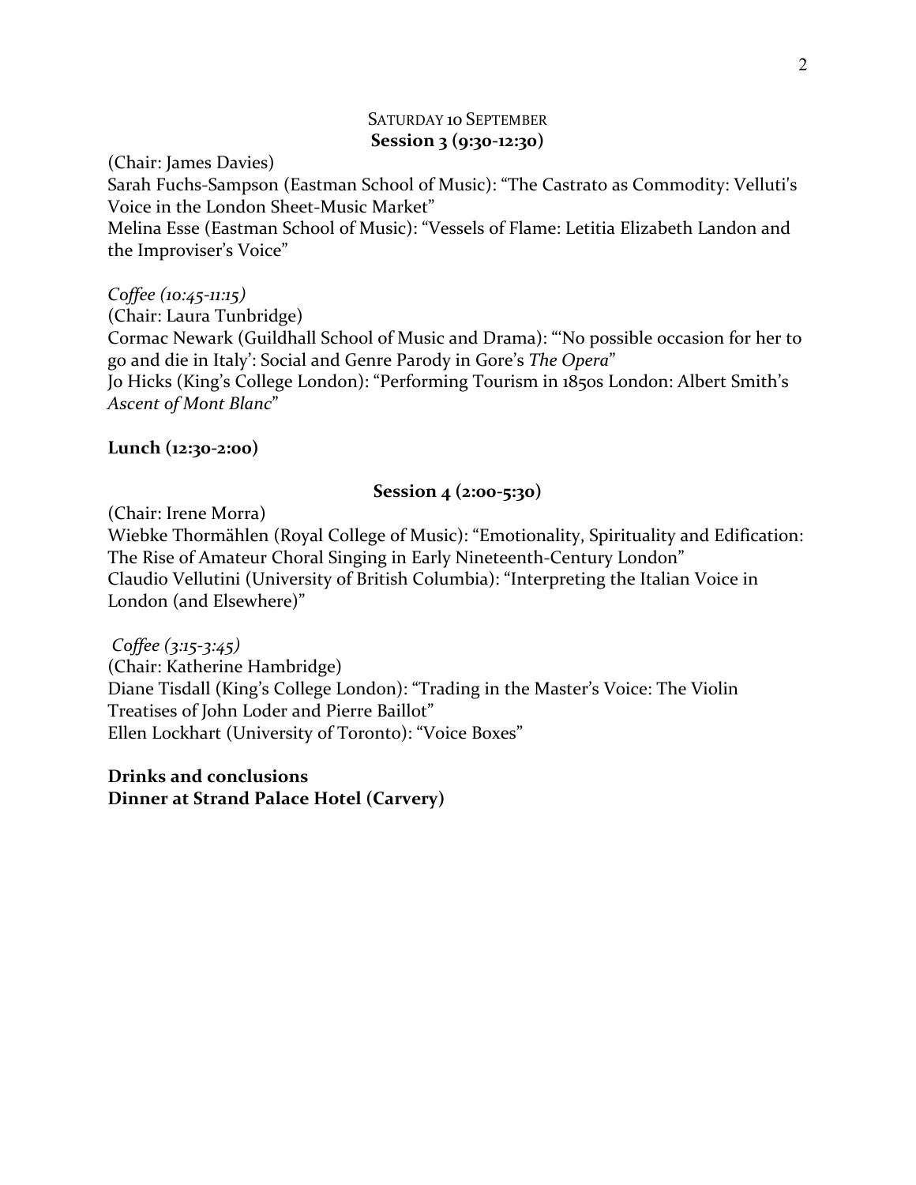## Saturday 10 September

### Session 3 (9:30-12:30)

(Chair: James Davies)
Sarah Fuchs-Sampson (Eastman School of Music): "The Castrato as Commodity: Velluti's Voice in the London Sheet-Music Market"
Melina Esse (Eastman School of Music): "Vessels of Flame: Letitia Elizabeth Landon and the Improviser's Voice"

*Coffee (10:45-11:15)*
(Chair: Laura Tunbridge)
Cormac Newark (Guildhall School of Music and Drama): "'No possible occasion for her to go and die in Italy': Social and Genre Parody in Gore's *The Opera*"
Jo Hicks (King's College London): "Performing Tourism in 1850s London: Albert Smith's *Ascent of Mont Blanc*"

**Lunch (12:30-2:00)**

### Session 4 (2:00-5:30)

(Chair: Irene Morra)
Wiebke Thormählen (Royal College of Music): "Emotionality, Spirituality and Edification: The Rise of Amateur Choral Singing in Early Nineteenth-Century London"
Claudio Vellutini (University of British Columbia): "Interpreting the Italian Voice in London (and Elsewhere)"

*Coffee (3:15-3:45)*
(Chair: Katherine Hambridge)
Diane Tisdall (King's College London): "Trading in the Master's Voice: The Violin Treatises of John Loder and Pierre Baillot"
Ellen Lockhart (University of Toronto): "Voice Boxes"

**Drinks and conclusions**
**Dinner at Strand Palace Hotel (Carvery)**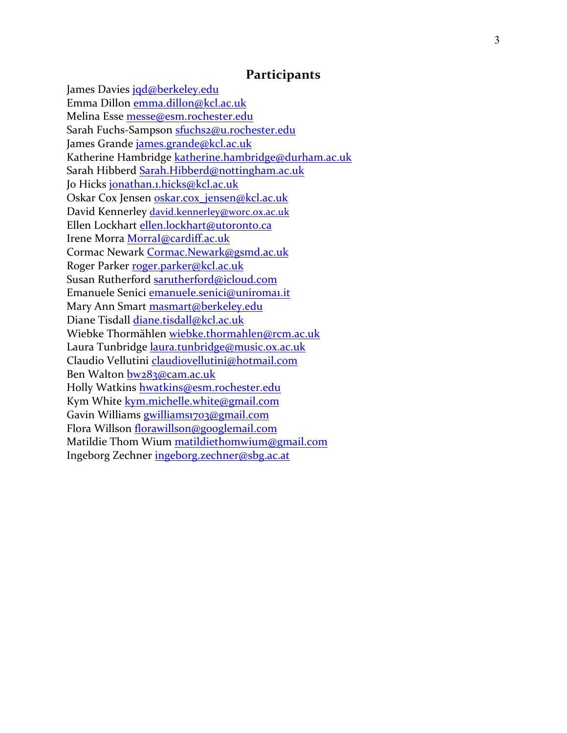## Participants

James Davies jqd@berkeley.edu
Emma Dillon emma.dillon@kcl.ac.uk
Melina Esse messe@esm.rochester.edu
Sarah Fuchs-Sampson sfuchs2@u.rochester.edu
James Grande james.grande@kcl.ac.uk
Katherine Hambridge katherine.hambridge@durham.ac.uk
Sarah Hibberd Sarah.Hibberd@nottingham.ac.uk
Jo Hicks jonathan.1.hicks@kcl.ac.uk
Oskar Cox Jensen oskar.cox_jensen@kcl.ac.uk
David Kennerley david.kennerley@worc.ox.ac.uk
Ellen Lockhart ellen.lockhart@utoronto.ca
Irene Morra MorraI@cardiff.ac.uk
Cormac Newark Cormac.Newark@gsmd.ac.uk
Roger Parker roger.parker@kcl.ac.uk
Susan Rutherford sarutherford@icloud.com
Emanuele Senici emanuele.senici@uniroma1.it
Mary Ann Smart masmart@berkeley.edu
Diane Tisdall diane.tisdall@kcl.ac.uk
Wiebke Thormählen wiebke.thormahlen@rcm.ac.uk
Laura Tunbridge laura.tunbridge@music.ox.ac.uk
Claudio Vellutini claudiovellutini@hotmail.com
Ben Walton bw283@cam.ac.uk
Holly Watkins hwatkins@esm.rochester.edu
Kym White kym.michelle.white@gmail.com
Gavin Williams gwilliams1703@gmail.com
Flora Willson florawillson@googlemail.com
Matildie Thom Wium matildiethomwium@gmail.com
Ingeborg Zechner ingeborg.zechner@sbg.ac.at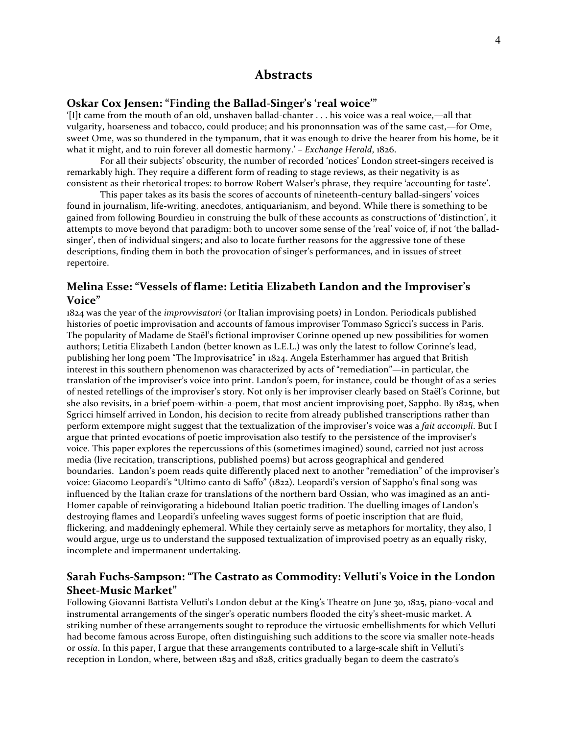## Abstracts

### Oskar Cox Jensen: "Finding the Ballad-Singer's 'real woice'"

'[I]t came from the mouth of an old, unshaven ballad-chanter . . . his voice was a real woice,—all that vulgarity, hoarseness and tobacco, could produce; and his prononnsation was of the same cast,—for Ome, sweet Ome, was so thundered in the tympanum, that it was enough to drive the hearer from his home, be it what it might, and to ruin forever all domestic harmony.' – *Exchange Herald*, 1826.

For all their subjects' obscurity, the number of recorded 'notices' London street-singers received is remarkably high. They require a different form of reading to stage reviews, as their negativity is as consistent as their rhetorical tropes: to borrow Robert Walser's phrase, they require 'accounting for taste'.

This paper takes as its basis the scores of accounts of nineteenth-century ballad-singers' voices found in journalism, life-writing, anecdotes, antiquarianism, and beyond. While there is something to be gained from following Bourdieu in construing the bulk of these accounts as constructions of 'distinction', it attempts to move beyond that paradigm: both to uncover some sense of the 'real' voice of, if not 'the ballad-singer', then of individual singers; and also to locate further reasons for the aggressive tone of these descriptions, finding them in both the provocation of singer's performances, and in issues of street repertoire.

### Melina Esse: "Vessels of flame: Letitia Elizabeth Landon and the Improviser's Voice"

1824 was the year of the *improvvisatori* (or Italian improvising poets) in London. Periodicals published histories of poetic improvisation and accounts of famous improviser Tommaso Sgricci's success in Paris. The popularity of Madame de Staël's fictional improviser Corinne opened up new possibilities for women authors; Letitia Elizabeth Landon (better known as L.E.L.) was only the latest to follow Corinne's lead, publishing her long poem "The Improvisatrice" in 1824. Angela Esterhammer has argued that British interest in this southern phenomenon was characterized by acts of "remediation"—in particular, the translation of the improviser's voice into print. Landon's poem, for instance, could be thought of as a series of nested retellings of the improviser's story. Not only is her improviser clearly based on Staël's Corinne, but she also revisits, in a brief poem-within-a-poem, that most ancient improvising poet, Sappho. By 1825, when Sgricci himself arrived in London, his decision to recite from already published transcriptions rather than perform extempore might suggest that the textualization of the improviser's voice was a *fait accompli*. But I argue that printed evocations of poetic improvisation also testify to the persistence of the improviser's voice. This paper explores the repercussions of this (sometimes imagined) sound, carried not just across media (live recitation, transcriptions, published poems) but across geographical and gendered boundaries. Landon's poem reads quite differently placed next to another "remediation" of the improviser's voice: Giacomo Leopardi's "Ultimo canto di Saffo" (1822). Leopardi's version of Sappho's final song was influenced by the Italian craze for translations of the northern bard Ossian, who was imagined as an anti-Homer capable of reinvigorating a hidebound Italian poetic tradition. The duelling images of Landon's destroying flames and Leopardi's unfeeling waves suggest forms of poetic inscription that are fluid, flickering, and maddeningly ephemeral. While they certainly serve as metaphors for mortality, they also, I would argue, urge us to understand the supposed textualization of improvised poetry as an equally risky, incomplete and impermanent undertaking.

### Sarah Fuchs-Sampson: "The Castrato as Commodity: Velluti's Voice in the London Sheet-Music Market"

Following Giovanni Battista Velluti's London debut at the King's Theatre on June 30, 1825, piano-vocal and instrumental arrangements of the singer's operatic numbers flooded the city's sheet-music market. A striking number of these arrangements sought to reproduce the virtuosic embellishments for which Velluti had become famous across Europe, often distinguishing such additions to the score via smaller note-heads or *ossia*. In this paper, I argue that these arrangements contributed to a large-scale shift in Velluti's reception in London, where, between 1825 and 1828, critics gradually began to deem the castrato's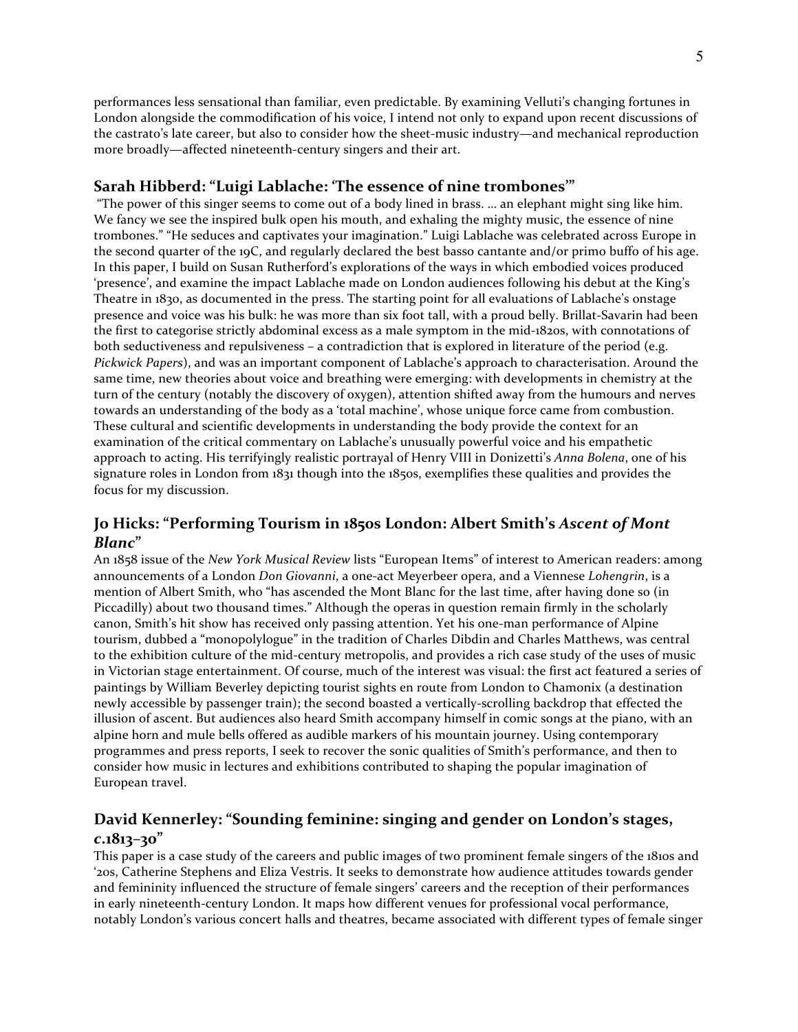performances less sensational than familiar, even predictable. By examining Velluti's changing fortunes in London alongside the commodification of his voice, I intend not only to expand upon recent discussions of the castrato's late career, but also to consider how the sheet-music industry—and mechanical reproduction more broadly—affected nineteenth-century singers and their art.

### Sarah Hibberd: "Luigi Lablache: 'The essence of nine trombones'"

"The power of this singer seems to come out of a body lined in brass. … an elephant might sing like him. We fancy we see the inspired bulk open his mouth, and exhaling the mighty music, the essence of nine trombones." "He seduces and captivates your imagination." Luigi Lablache was celebrated across Europe in the second quarter of the 19C, and regularly declared the best basso cantante and/or primo buffo of his age. In this paper, I build on Susan Rutherford's explorations of the ways in which embodied voices produced 'presence', and examine the impact Lablache made on London audiences following his debut at the King's Theatre in 1830, as documented in the press. The starting point for all evaluations of Lablache's onstage presence and voice was his bulk: he was more than six foot tall, with a proud belly. Brillat-Savarin had been the first to categorise strictly abdominal excess as a male symptom in the mid-1820s, with connotations of both seductiveness and repulsiveness – a contradiction that is explored in literature of the period (e.g. *Pickwick Papers*), and was an important component of Lablache's approach to characterisation. Around the same time, new theories about voice and breathing were emerging: with developments in chemistry at the turn of the century (notably the discovery of oxygen), attention shifted away from the humours and nerves towards an understanding of the body as a 'total machine', whose unique force came from combustion. These cultural and scientific developments in understanding the body provide the context for an examination of the critical commentary on Lablache's unusually powerful voice and his empathetic approach to acting. His terrifyingly realistic portrayal of Henry VIII in Donizetti's *Anna Bolena*, one of his signature roles in London from 1831 though into the 1850s, exemplifies these qualities and provides the focus for my discussion.

### Jo Hicks: "Performing Tourism in 1850s London: Albert Smith's *Ascent of Mont Blanc*"

An 1858 issue of the *New York Musical Review* lists "European Items" of interest to American readers: among announcements of a London *Don Giovanni*, a one-act Meyerbeer opera, and a Viennese *Lohengrin*, is a mention of Albert Smith, who "has ascended the Mont Blanc for the last time, after having done so (in Piccadilly) about two thousand times." Although the operas in question remain firmly in the scholarly canon, Smith's hit show has received only passing attention. Yet his one-man performance of Alpine tourism, dubbed a "monopolylogue" in the tradition of Charles Dibdin and Charles Matthews, was central to the exhibition culture of the mid-century metropolis, and provides a rich case study of the uses of music in Victorian stage entertainment. Of course, much of the interest was visual: the first act featured a series of paintings by William Beverley depicting tourist sights en route from London to Chamonix (a destination newly accessible by passenger train); the second boasted a vertically-scrolling backdrop that effected the illusion of ascent. But audiences also heard Smith accompany himself in comic songs at the piano, with an alpine horn and mule bells offered as audible markers of his mountain journey. Using contemporary programmes and press reports, I seek to recover the sonic qualities of Smith's performance, and then to consider how music in lectures and exhibitions contributed to shaping the popular imagination of European travel.

### David Kennerley: "Sounding feminine: singing and gender on London's stages, *c.*1813–30"

This paper is a case study of the careers and public images of two prominent female singers of the 1810s and '20s, Catherine Stephens and Eliza Vestris. It seeks to demonstrate how audience attitudes towards gender and femininity influenced the structure of female singers' careers and the reception of their performances in early nineteenth-century London. It maps how different venues for professional vocal performance, notably London's various concert halls and theatres, became associated with different types of female singer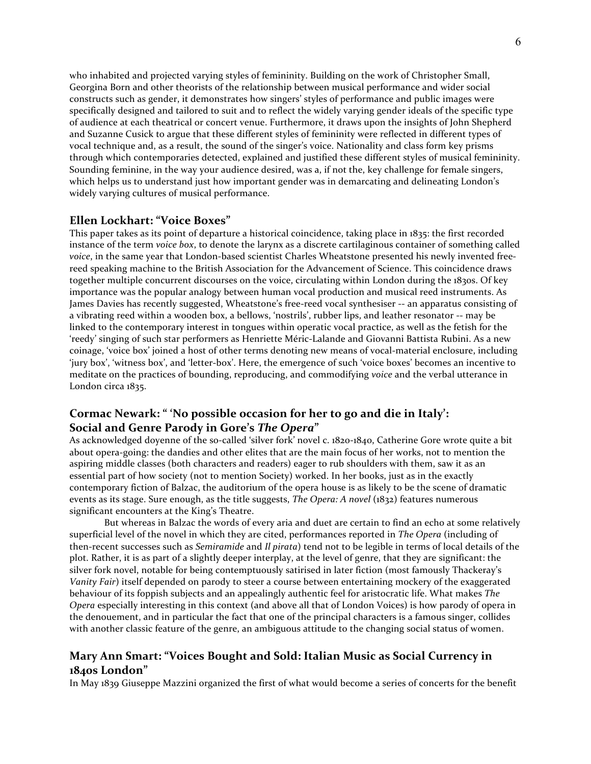who inhabited and projected varying styles of femininity. Building on the work of Christopher Small, Georgina Born and other theorists of the relationship between musical performance and wider social constructs such as gender, it demonstrates how singers' styles of performance and public images were specifically designed and tailored to suit and to reflect the widely varying gender ideals of the specific type of audience at each theatrical or concert venue. Furthermore, it draws upon the insights of John Shepherd and Suzanne Cusick to argue that these different styles of femininity were reflected in different types of vocal technique and, as a result, the sound of the singer's voice. Nationality and class form key prisms through which contemporaries detected, explained and justified these different styles of musical femininity. Sounding feminine, in the way your audience desired, was a, if not the, key challenge for female singers, which helps us to understand just how important gender was in demarcating and delineating London's widely varying cultures of musical performance.

### Ellen Lockhart: "Voice Boxes"

This paper takes as its point of departure a historical coincidence, taking place in 1835: the first recorded instance of the term *voice box*, to denote the larynx as a discrete cartilaginous container of something called *voice*, in the same year that London-based scientist Charles Wheatstone presented his newly invented free-reed speaking machine to the British Association for the Advancement of Science. This coincidence draws together multiple concurrent discourses on the voice, circulating within London during the 1830s. Of key importance was the popular analogy between human vocal production and musical reed instruments. As James Davies has recently suggested, Wheatstone's free-reed vocal synthesiser -- an apparatus consisting of a vibrating reed within a wooden box, a bellows, 'nostrils', rubber lips, and leather resonator -- may be linked to the contemporary interest in tongues within operatic vocal practice, as well as the fetish for the 'reedy' singing of such star performers as Henriette Méric-Lalande and Giovanni Battista Rubini. As a new coinage, 'voice box' joined a host of other terms denoting new means of vocal-material enclosure, including 'jury box', 'witness box', and 'letter-box'. Here, the emergence of such 'voice boxes' becomes an incentive to meditate on the practices of bounding, reproducing, and commodifying *voice* and the verbal utterance in London circa 1835.

### Cormac Newark: " 'No possible occasion for her to go and die in Italy': Social and Genre Parody in Gore's *The Opera*"

As acknowledged doyenne of the so-called 'silver fork' novel c. 1820-1840, Catherine Gore wrote quite a bit about opera-going: the dandies and other elites that are the main focus of her works, not to mention the aspiring middle classes (both characters and readers) eager to rub shoulders with them, saw it as an essential part of how society (not to mention Society) worked. In her books, just as in the exactly contemporary fiction of Balzac, the auditorium of the opera house is as likely to be the scene of dramatic events as its stage. Sure enough, as the title suggests, *The Opera: A novel* (1832) features numerous significant encounters at the King's Theatre.

But whereas in Balzac the words of every aria and duet are certain to find an echo at some relatively superficial level of the novel in which they are cited, performances reported in *The Opera* (including of then-recent successes such as *Semiramide* and *Il pirata*) tend not to be legible in terms of local details of the plot. Rather, it is as part of a slightly deeper interplay, at the level of genre, that they are significant: the silver fork novel, notable for being contemptuously satirised in later fiction (most famously Thackeray's *Vanity Fair*) itself depended on parody to steer a course between entertaining mockery of the exaggerated behaviour of its foppish subjects and an appealingly authentic feel for aristocratic life. What makes *The Opera* especially interesting in this context (and above all that of London Voices) is how parody of opera in the denouement, and in particular the fact that one of the principal characters is a famous singer, collides with another classic feature of the genre, an ambiguous attitude to the changing social status of women.

### Mary Ann Smart: "Voices Bought and Sold: Italian Music as Social Currency in 1840s London"

In May 1839 Giuseppe Mazzini organized the first of what would become a series of concerts for the benefit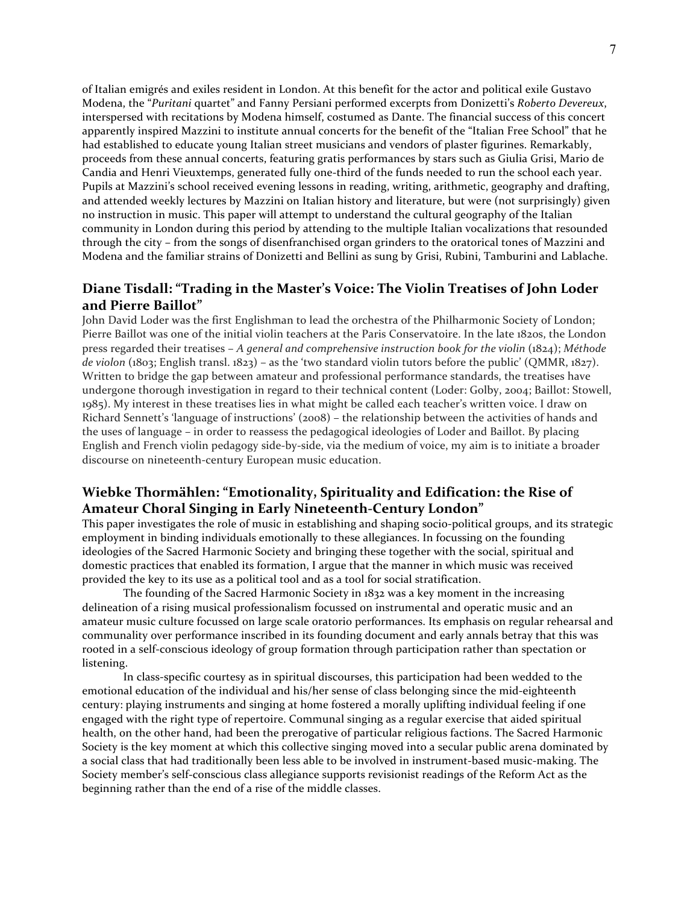of Italian emigrés and exiles resident in London. At this benefit for the actor and political exile Gustavo Modena, the "*Puritani* quartet" and Fanny Persiani performed excerpts from Donizetti's *Roberto Devereux*, interspersed with recitations by Modena himself, costumed as Dante. The financial success of this concert apparently inspired Mazzini to institute annual concerts for the benefit of the "Italian Free School" that he had established to educate young Italian street musicians and vendors of plaster figurines. Remarkably, proceeds from these annual concerts, featuring gratis performances by stars such as Giulia Grisi, Mario de Candia and Henri Vieuxtemps, generated fully one-third of the funds needed to run the school each year. Pupils at Mazzini's school received evening lessons in reading, writing, arithmetic, geography and drafting, and attended weekly lectures by Mazzini on Italian history and literature, but were (not surprisingly) given no instruction in music. This paper will attempt to understand the cultural geography of the Italian community in London during this period by attending to the multiple Italian vocalizations that resounded through the city – from the songs of disenfranchised organ grinders to the oratorical tones of Mazzini and Modena and the familiar strains of Donizetti and Bellini as sung by Grisi, Rubini, Tamburini and Lablache.

## Diane Tisdall: "Trading in the Master's Voice: The Violin Treatises of John Loder and Pierre Baillot"

John David Loder was the first Englishman to lead the orchestra of the Philharmonic Society of London; Pierre Baillot was one of the initial violin teachers at the Paris Conservatoire. In the late 1820s, the London press regarded their treatises – *A general and comprehensive instruction book for the violin* (1824); *Méthode de violon* (1803; English transl. 1823) – as the 'two standard violin tutors before the public' (QMMR, 1827). Written to bridge the gap between amateur and professional performance standards, the treatises have undergone thorough investigation in regard to their technical content (Loder: Golby, 2004; Baillot: Stowell, 1985). My interest in these treatises lies in what might be called each teacher's written voice. I draw on Richard Sennett's 'language of instructions' (2008) – the relationship between the activities of hands and the uses of language – in order to reassess the pedagogical ideologies of Loder and Baillot. By placing English and French violin pedagogy side-by-side, via the medium of voice, my aim is to initiate a broader discourse on nineteenth-century European music education.

## Wiebke Thormählen: "Emotionality, Spirituality and Edification: the Rise of Amateur Choral Singing in Early Nineteenth-Century London"

This paper investigates the role of music in establishing and shaping socio-political groups, and its strategic employment in binding individuals emotionally to these allegiances. In focussing on the founding ideologies of the Sacred Harmonic Society and bringing these together with the social, spiritual and domestic practices that enabled its formation, I argue that the manner in which music was received provided the key to its use as a political tool and as a tool for social stratification.

The founding of the Sacred Harmonic Society in 1832 was a key moment in the increasing delineation of a rising musical professionalism focussed on instrumental and operatic music and an amateur music culture focussed on large scale oratorio performances. Its emphasis on regular rehearsal and communality over performance inscribed in its founding document and early annals betray that this was rooted in a self-conscious ideology of group formation through participation rather than spectation or listening.

In class-specific courtesy as in spiritual discourses, this participation had been wedded to the emotional education of the individual and his/her sense of class belonging since the mid-eighteenth century: playing instruments and singing at home fostered a morally uplifting individual feeling if one engaged with the right type of repertoire. Communal singing as a regular exercise that aided spiritual health, on the other hand, had been the prerogative of particular religious factions. The Sacred Harmonic Society is the key moment at which this collective singing moved into a secular public arena dominated by a social class that had traditionally been less able to be involved in instrument-based music-making. The Society member's self-conscious class allegiance supports revisionist readings of the Reform Act as the beginning rather than the end of a rise of the middle classes.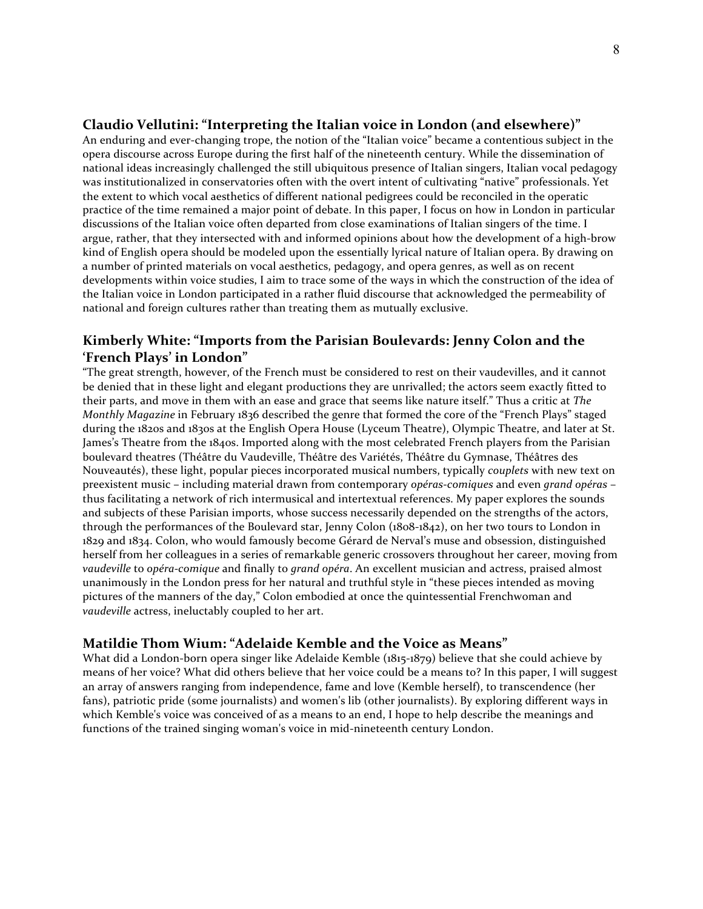### Claudio Vellutini: "Interpreting the Italian voice in London (and elsewhere)"

An enduring and ever-changing trope, the notion of the "Italian voice" became a contentious subject in the opera discourse across Europe during the first half of the nineteenth century. While the dissemination of national ideas increasingly challenged the still ubiquitous presence of Italian singers, Italian vocal pedagogy was institutionalized in conservatories often with the overt intent of cultivating "native" professionals. Yet the extent to which vocal aesthetics of different national pedigrees could be reconciled in the operatic practice of the time remained a major point of debate. In this paper, I focus on how in London in particular discussions of the Italian voice often departed from close examinations of Italian singers of the time. I argue, rather, that they intersected with and informed opinions about how the development of a high-brow kind of English opera should be modeled upon the essentially lyrical nature of Italian opera. By drawing on a number of printed materials on vocal aesthetics, pedagogy, and opera genres, as well as on recent developments within voice studies, I aim to trace some of the ways in which the construction of the idea of the Italian voice in London participated in a rather fluid discourse that acknowledged the permeability of national and foreign cultures rather than treating them as mutually exclusive.

### Kimberly White: "Imports from the Parisian Boulevards: Jenny Colon and the 'French Plays' in London"

"The great strength, however, of the French must be considered to rest on their vaudevilles, and it cannot be denied that in these light and elegant productions they are unrivalled; the actors seem exactly fitted to their parts, and move in them with an ease and grace that seems like nature itself." Thus a critic at *The Monthly Magazine* in February 1836 described the genre that formed the core of the "French Plays" staged during the 1820s and 1830s at the English Opera House (Lyceum Theatre), Olympic Theatre, and later at St. James's Theatre from the 1840s. Imported along with the most celebrated French players from the Parisian boulevard theatres (Théâtre du Vaudeville, Théâtre des Variétés, Théâtre du Gymnase, Théâtres des Nouveautés), these light, popular pieces incorporated musical numbers, typically *couplets* with new text on preexistent music – including material drawn from contemporary *opéras-comiques* and even *grand opéras* – thus facilitating a network of rich intermusical and intertextual references. My paper explores the sounds and subjects of these Parisian imports, whose success necessarily depended on the strengths of the actors, through the performances of the Boulevard star, Jenny Colon (1808-1842), on her two tours to London in 1829 and 1834. Colon, who would famously become Gérard de Nerval's muse and obsession, distinguished herself from her colleagues in a series of remarkable generic crossovers throughout her career, moving from *vaudeville* to *opéra-comique* and finally to *grand opéra*. An excellent musician and actress, praised almost unanimously in the London press for her natural and truthful style in "these pieces intended as moving pictures of the manners of the day," Colon embodied at once the quintessential Frenchwoman and *vaudeville* actress, ineluctably coupled to her art.

### Matildie Thom Wium: "Adelaide Kemble and the Voice as Means"

What did a London-born opera singer like Adelaide Kemble (1815-1879) believe that she could achieve by means of her voice? What did others believe that her voice could be a means to? In this paper, I will suggest an array of answers ranging from independence, fame and love (Kemble herself), to transcendence (her fans), patriotic pride (some journalists) and women's lib (other journalists). By exploring different ways in which Kemble's voice was conceived of as a means to an end, I hope to help describe the meanings and functions of the trained singing woman's voice in mid-nineteenth century London.